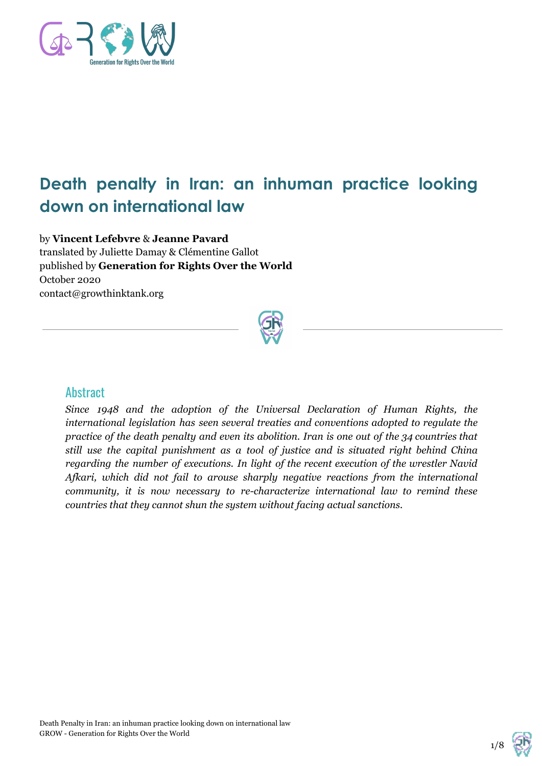# Death penalty in Iran: an inhuman practice looking down on international law

by **Vincent Lefebvre** & **Jeanne Pavard**
translated by Juliette Damay & Clémentine Gallot
published by **Generation for Rights Over the World**
October 2020
contact@growthinktank.org

## Abstract

*Since 1948 and the adoption of the Universal Declaration of Human Rights, the international legislation has seen several treaties and conventions adopted to regulate the practice of the death penalty and even its abolition. Iran is one out of the 34 countries that still use the capital punishment as a tool of justice and is situated right behind China regarding the number of executions. In light of the recent execution of the wrestler Navid Afkari, which did not fail to arouse sharply negative reactions from the international community, it is now necessary to re-characterize international law to remind these countries that they cannot shun the system without facing actual sanctions.*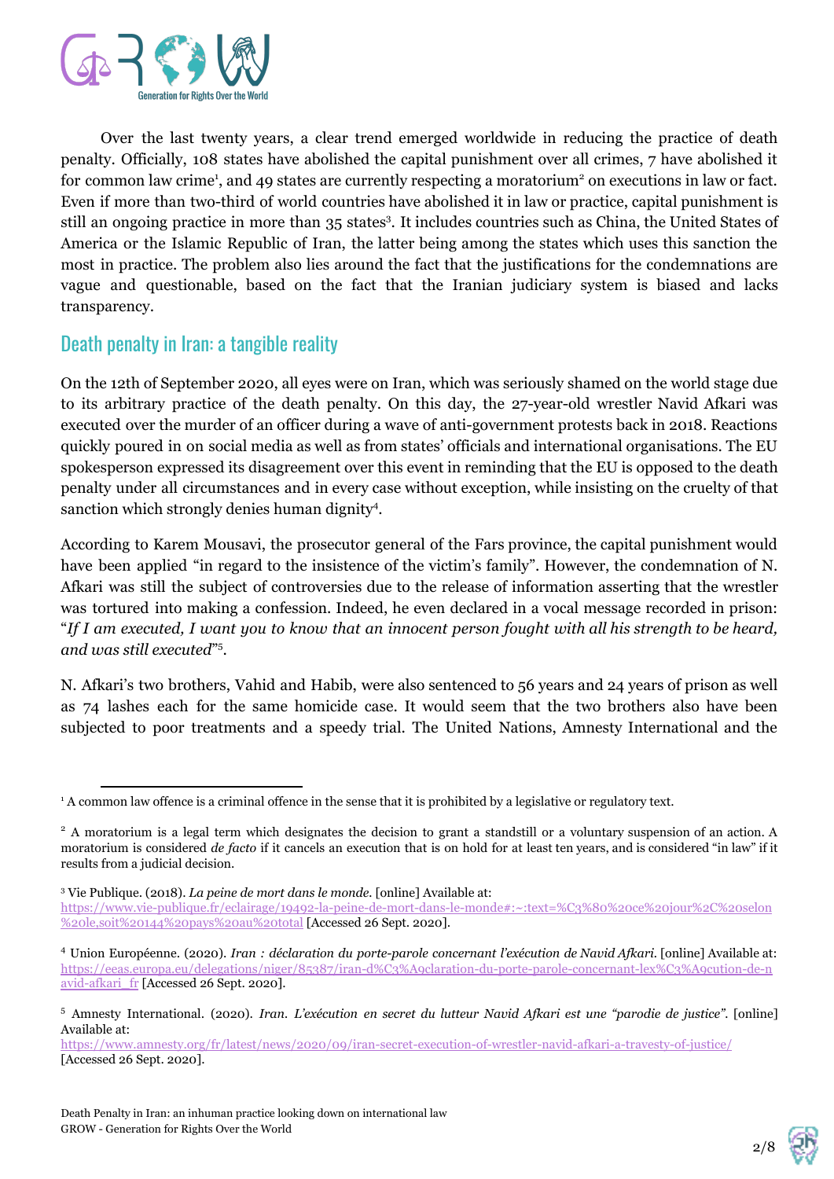Over the last twenty years, a clear trend emerged worldwide in reducing the practice of death penalty. Officially, 108 states have abolished the capital punishment over all crimes, 7 have abolished it for common law crime[1], and 49 states are currently respecting a moratorium[2] on executions in law or fact. Even if more than two-third of world countries have abolished it in law or practice, capital punishment is still an ongoing practice in more than 35 states[3]. It includes countries such as China, the United States of America or the Islamic Republic of Iran, the latter being among the states which uses this sanction the most in practice. The problem also lies around the fact that the justifications for the condemnations are vague and questionable, based on the fact that the Iranian judiciary system is biased and lacks transparency.

## Death penalty in Iran: a tangible reality

On the 12th of September 2020, all eyes were on Iran, which was seriously shamed on the world stage due to its arbitrary practice of the death penalty. On this day, the 27-year-old wrestler Navid Afkari was executed over the murder of an officer during a wave of anti-government protests back in 2018. Reactions quickly poured in on social media as well as from states' officials and international organisations. The EU spokesperson expressed its disagreement over this event in reminding that the EU is opposed to the death penalty under all circumstances and in every case without exception, while insisting on the cruelty of that sanction which strongly denies human dignity[4].

According to Karem Mousavi, the prosecutor general of the Fars province, the capital punishment would have been applied "in regard to the insistence of the victim's family". However, the condemnation of N. Afkari was still the subject of controversies due to the release of information asserting that the wrestler was tortured into making a confession. Indeed, he even declared in a vocal message recorded in prison: "*If I am executed, I want you to know that an innocent person fought with all his strength to be heard, and was still executed*"[5].

N. Afkari's two brothers, Vahid and Habib, were also sentenced to 56 years and 24 years of prison as well as 74 lashes each for the same homicide case. It would seem that the two brothers also have been subjected to poor treatments and a speedy trial. The United Nations, Amnesty International and the

---

[1] A common law offence is a criminal offence in the sense that it is prohibited by a legislative or regulatory text.

[2] A moratorium is a legal term which designates the decision to grant a standstill or a voluntary suspension of an action. A moratorium is considered *de facto* if it cancels an execution that is on hold for at least ten years, and is considered "in law" if it results from a judicial decision.

[3] Vie Publique. (2018). *La peine de mort dans le monde.* [online] Available at: https://www.vie-publique.fr/eclairage/19492-la-peine-de-mort-dans-le-monde#:~:text=%C3%80%20ce%20jour%2C%20selon%20le,soit%20144%20pays%20au%20total [Accessed 26 Sept. 2020].

[4] Union Européenne. (2020). *Iran : déclaration du porte-parole concernant l'exécution de Navid Afkari.* [online] Available at: https://eeas.europa.eu/delegations/niger/85387/iran-d%C3%A9claration-du-porte-parole-concernant-lex%C3%A9cution-de-navid-afkari_fr [Accessed 26 Sept. 2020].

[5] Amnesty International. (2020). *Iran. L'exécution en secret du lutteur Navid Afkari est une "parodie de justice".* [online] Available at: https://www.amnesty.org/fr/latest/news/2020/09/iran-secret-execution-of-wrestler-navid-afkari-a-travesty-of-justice/ [Accessed 26 Sept. 2020].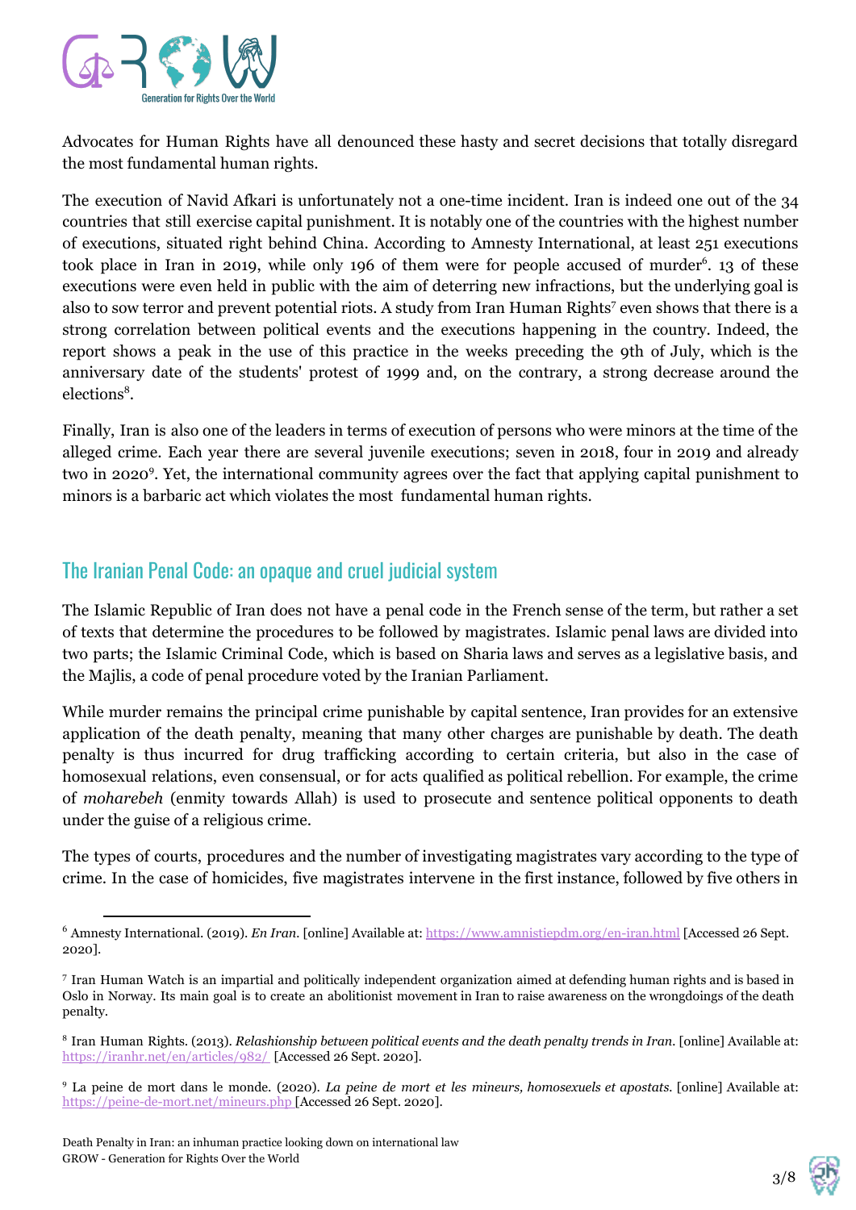Advocates for Human Rights have all denounced these hasty and secret decisions that totally disregard the most fundamental human rights.

The execution of Navid Afkari is unfortunately not a one-time incident. Iran is indeed one out of the 34 countries that still exercise capital punishment. It is notably one of the countries with the highest number of executions, situated right behind China. According to Amnesty International, at least 251 executions took place in Iran in 2019, while only 196 of them were for people accused of murder[6]. 13 of these executions were even held in public with the aim of deterring new infractions, but the underlying goal is also to sow terror and prevent potential riots. A study from Iran Human Rights[7] even shows that there is a strong correlation between political events and the executions happening in the country. Indeed, the report shows a peak in the use of this practice in the weeks preceding the 9th of July, which is the anniversary date of the students' protest of 1999 and, on the contrary, a strong decrease around the elections[8].

Finally, Iran is also one of the leaders in terms of execution of persons who were minors at the time of the alleged crime. Each year there are several juvenile executions; seven in 2018, four in 2019 and already two in 2020[9]. Yet, the international community agrees over the fact that applying capital punishment to minors is a barbaric act which violates the most fundamental human rights.

## The Iranian Penal Code: an opaque and cruel judicial system

The Islamic Republic of Iran does not have a penal code in the French sense of the term, but rather a set of texts that determine the procedures to be followed by magistrates. Islamic penal laws are divided into two parts; the Islamic Criminal Code, which is based on Sharia laws and serves as a legislative basis, and the Majlis, a code of penal procedure voted by the Iranian Parliament.

While murder remains the principal crime punishable by capital sentence, Iran provides for an extensive application of the death penalty, meaning that many other charges are punishable by death. The death penalty is thus incurred for drug trafficking according to certain criteria, but also in the case of homosexual relations, even consensual, or for acts qualified as political rebellion. For example, the crime of *moharebeh* (enmity towards Allah) is used to prosecute and sentence political opponents to death under the guise of a religious crime.

The types of courts, procedures and the number of investigating magistrates vary according to the type of crime. In the case of homicides, five magistrates intervene in the first instance, followed by five others in

---

[6] Amnesty International. (2019). *En Iran*. [online] Available at: https://www.amnistiepdm.org/en-iran.html [Accessed 26 Sept. 2020].

[7] Iran Human Watch is an impartial and politically independent organization aimed at defending human rights and is based in Oslo in Norway. Its main goal is to create an abolitionist movement in Iran to raise awareness on the wrongdoings of the death penalty.

[8] Iran Human Rights. (2013). *Relashionship between political events and the death penalty trends in Iran*. [online] Available at: https://iranhr.net/en/articles/982/ [Accessed 26 Sept. 2020].

[9] La peine de mort dans le monde. (2020). *La peine de mort et les mineurs, homosexuels et apostats*. [online] Available at: https://peine-de-mort.net/mineurs.php [Accessed 26 Sept. 2020].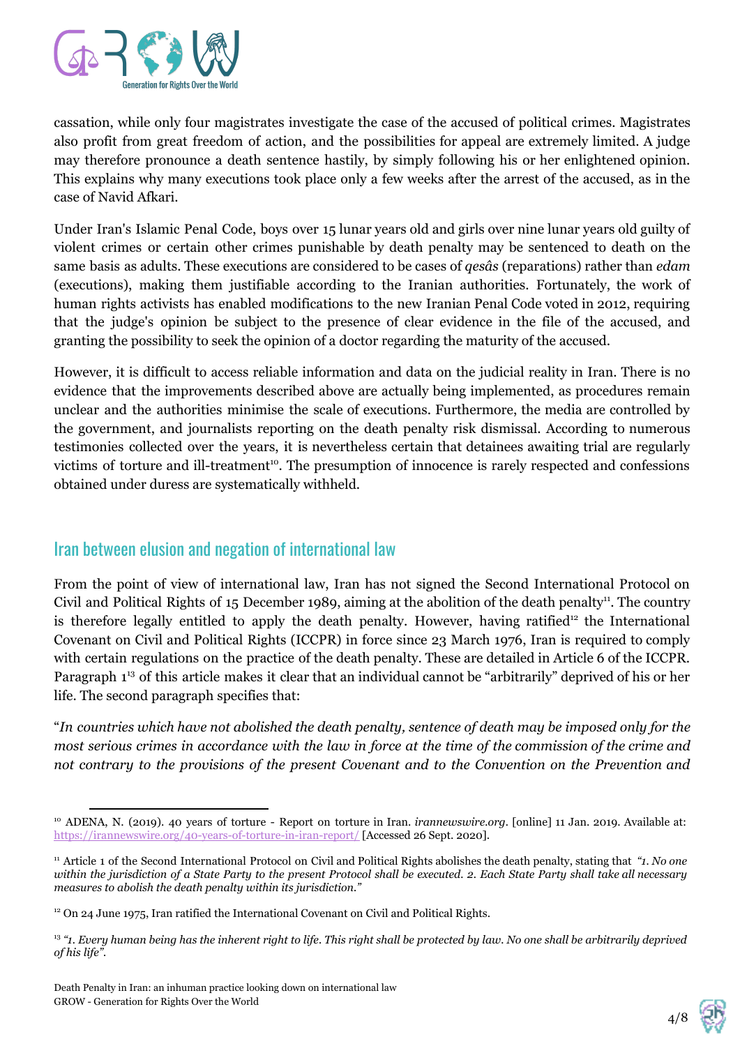cassation, while only four magistrates investigate the case of the accused of political crimes. Magistrates also profit from great freedom of action, and the possibilities for appeal are extremely limited. A judge may therefore pronounce a death sentence hastily, by simply following his or her enlightened opinion. This explains why many executions took place only a few weeks after the arrest of the accused, as in the case of Navid Afkari.

Under Iran's Islamic Penal Code, boys over 15 lunar years old and girls over nine lunar years old guilty of violent crimes or certain other crimes punishable by death penalty may be sentenced to death on the same basis as adults. These executions are considered to be cases of *qesâs* (reparations) rather than *edam* (executions), making them justifiable according to the Iranian authorities. Fortunately, the work of human rights activists has enabled modifications to the new Iranian Penal Code voted in 2012, requiring that the judge's opinion be subject to the presence of clear evidence in the file of the accused, and granting the possibility to seek the opinion of a doctor regarding the maturity of the accused.

However, it is difficult to access reliable information and data on the judicial reality in Iran. There is no evidence that the improvements described above are actually being implemented, as procedures remain unclear and the authorities minimise the scale of executions. Furthermore, the media are controlled by the government, and journalists reporting on the death penalty risk dismissal. According to numerous testimonies collected over the years, it is nevertheless certain that detainees awaiting trial are regularly victims of torture and ill-treatment[10]. The presumption of innocence is rarely respected and confessions obtained under duress are systematically withheld.

## Iran between elusion and negation of international law

From the point of view of international law, Iran has not signed the Second International Protocol on Civil and Political Rights of 15 December 1989, aiming at the abolition of the death penalty[11]. The country is therefore legally entitled to apply the death penalty. However, having ratified[12] the International Covenant on Civil and Political Rights (ICCPR) in force since 23 March 1976, Iran is required to comply with certain regulations on the practice of the death penalty. These are detailed in Article 6 of the ICCPR. Paragraph 1[13] of this article makes it clear that an individual cannot be "arbitrarily" deprived of his or her life. The second paragraph specifies that:

"*In countries which have not abolished the death penalty, sentence of death may be imposed only for the most serious crimes in accordance with the law in force at the time of the commission of the crime and not contrary to the provisions of the present Covenant and to the Convention on the Prevention and*

---

[10] ADENA, N. (2019). 40 years of torture - Report on torture in Iran. *irannewswire.org*. [online] 11 Jan. 2019. Available at: https://irannewswire.org/40-years-of-torture-in-iran-report/ [Accessed 26 Sept. 2020].

[11] Article 1 of the Second International Protocol on Civil and Political Rights abolishes the death penalty, stating that *"1. No one within the jurisdiction of a State Party to the present Protocol shall be executed. 2. Each State Party shall take all necessary measures to abolish the death penalty within its jurisdiction."*

[12] On 24 June 1975, Iran ratified the International Covenant on Civil and Political Rights.

[13] *"1. Every human being has the inherent right to life. This right shall be protected by law. No one shall be arbitrarily deprived of his life".*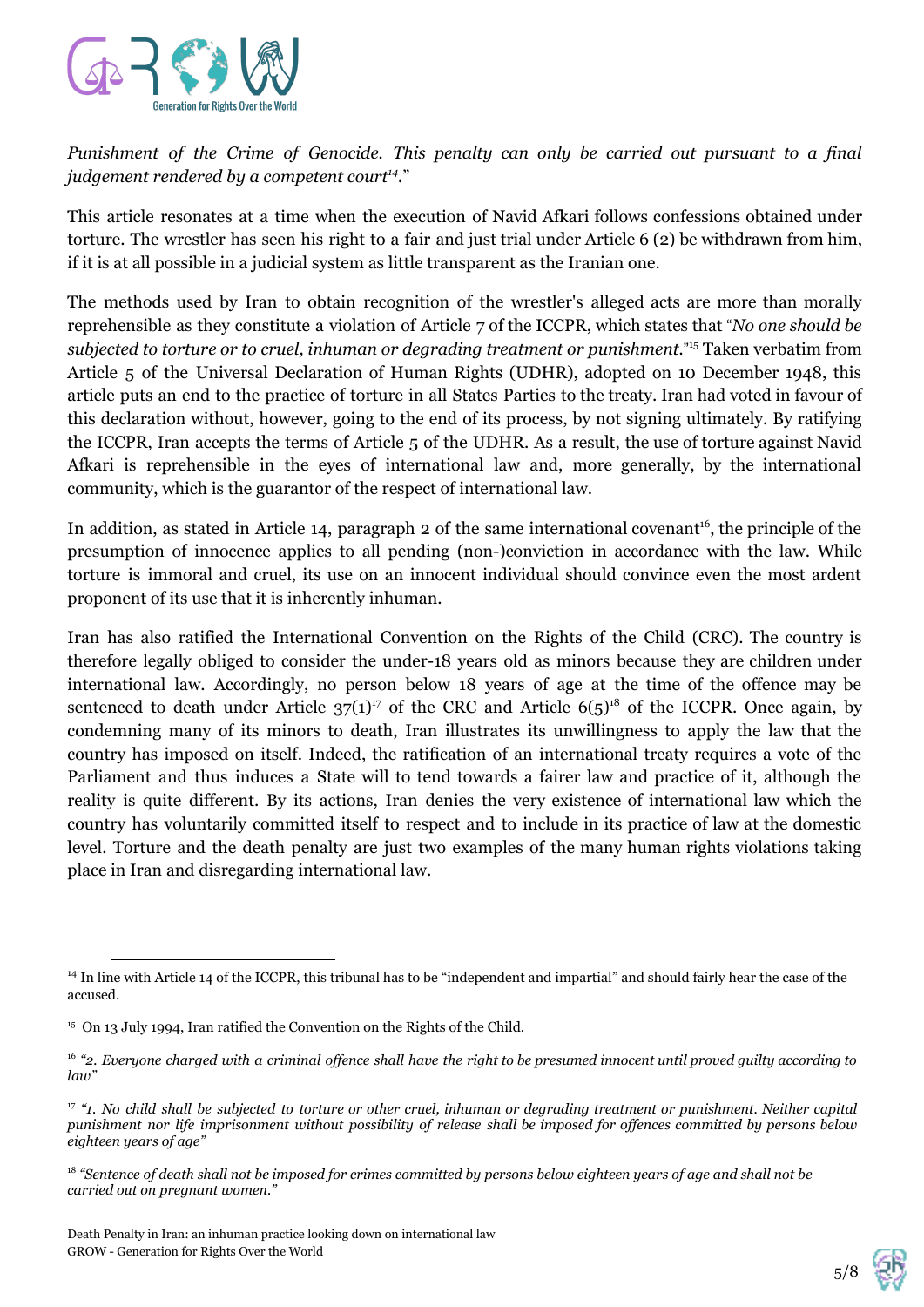*Punishment of the Crime of Genocide. This penalty can only be carried out pursuant to a final judgement rendered by a competent court[14].*"

This article resonates at a time when the execution of Navid Afkari follows confessions obtained under torture. The wrestler has seen his right to a fair and just trial under Article 6 (2) be withdrawn from him, if it is at all possible in a judicial system as little transparent as the Iranian one.

The methods used by Iran to obtain recognition of the wrestler's alleged acts are more than morally reprehensible as they constitute a violation of Article 7 of the ICCPR, which states that "*No one should be subjected to torture or to cruel, inhuman or degrading treatment or punishment.*"[15] Taken verbatim from Article 5 of the Universal Declaration of Human Rights (UDHR), adopted on 10 December 1948, this article puts an end to the practice of torture in all States Parties to the treaty. Iran had voted in favour of this declaration without, however, going to the end of its process, by not signing ultimately. By ratifying the ICCPR, Iran accepts the terms of Article 5 of the UDHR. As a result, the use of torture against Navid Afkari is reprehensible in the eyes of international law and, more generally, by the international community, which is the guarantor of the respect of international law.

In addition, as stated in Article 14, paragraph 2 of the same international covenant[16], the principle of the presumption of innocence applies to all pending (non-)conviction in accordance with the law. While torture is immoral and cruel, its use on an innocent individual should convince even the most ardent proponent of its use that it is inherently inhuman.

Iran has also ratified the International Convention on the Rights of the Child (CRC). The country is therefore legally obliged to consider the under-18 years old as minors because they are children under international law. Accordingly, no person below 18 years of age at the time of the offence may be sentenced to death under Article 37(1)[17] of the CRC and Article 6(5)[18] of the ICCPR. Once again, by condemning many of its minors to death, Iran illustrates its unwillingness to apply the law that the country has imposed on itself. Indeed, the ratification of an international treaty requires a vote of the Parliament and thus induces a State will to tend towards a fairer law and practice of it, although the reality is quite different. By its actions, Iran denies the very existence of international law which the country has voluntarily committed itself to respect and to include in its practice of law at the domestic level. Torture and the death penalty are just two examples of the many human rights violations taking place in Iran and disregarding international law.

---

[14] In line with Article 14 of the ICCPR, this tribunal has to be "independent and impartial" and should fairly hear the case of the accused.

[15] On 13 July 1994, Iran ratified the Convention on the Rights of the Child.

[16] *"2. Everyone charged with a criminal offence shall have the right to be presumed innocent until proved guilty according to law"*

[17] *"1. No child shall be subjected to torture or other cruel, inhuman or degrading treatment or punishment. Neither capital punishment nor life imprisonment without possibility of release shall be imposed for offences committed by persons below eighteen years of age"*

[18] *"Sentence of death shall not be imposed for crimes committed by persons below eighteen years of age and shall not be carried out on pregnant women."*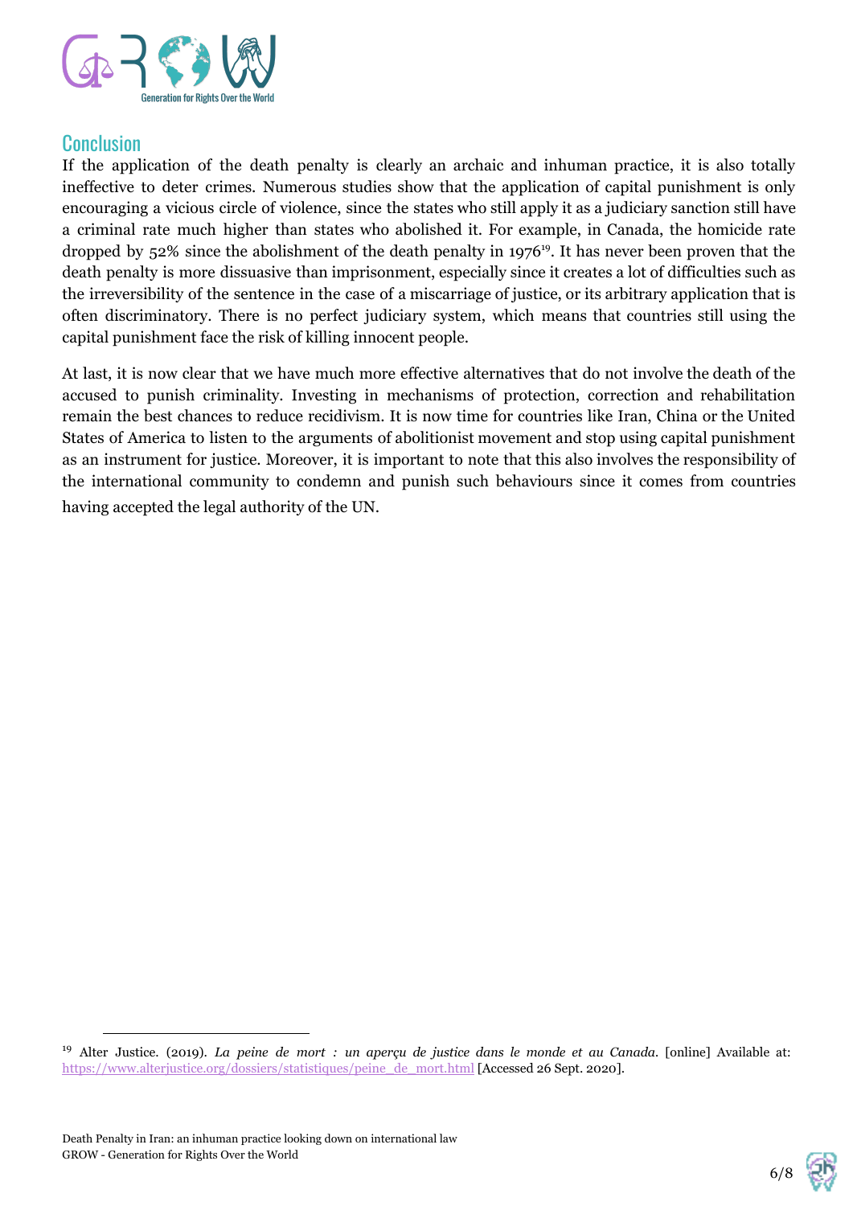## Conclusion

If the application of the death penalty is clearly an archaic and inhuman practice, it is also totally ineffective to deter crimes. Numerous studies show that the application of capital punishment is only encouraging a vicious circle of violence, since the states who still apply it as a judiciary sanction still have a criminal rate much higher than states who abolished it. For example, in Canada, the homicide rate dropped by 52% since the abolishment of the death penalty in 1976[19]. It has never been proven that the death penalty is more dissuasive than imprisonment, especially since it creates a lot of difficulties such as the irreversibility of the sentence in the case of a miscarriage of justice, or its arbitrary application that is often discriminatory. There is no perfect judiciary system, which means that countries still using the capital punishment face the risk of killing innocent people.

At last, it is now clear that we have much more effective alternatives that do not involve the death of the accused to punish criminality. Investing in mechanisms of protection, correction and rehabilitation remain the best chances to reduce recidivism. It is now time for countries like Iran, China or the United States of America to listen to the arguments of abolitionist movement and stop using capital punishment as an instrument for justice. Moreover, it is important to note that this also involves the responsibility of the international community to condemn and punish such behaviours since it comes from countries having accepted the legal authority of the UN.

---

[19] Alter Justice. (2019). *La peine de mort : un aperçu de justice dans le monde et au Canada*. [online] Available at: https://www.alterjustice.org/dossiers/statistiques/peine_de_mort.html [Accessed 26 Sept. 2020].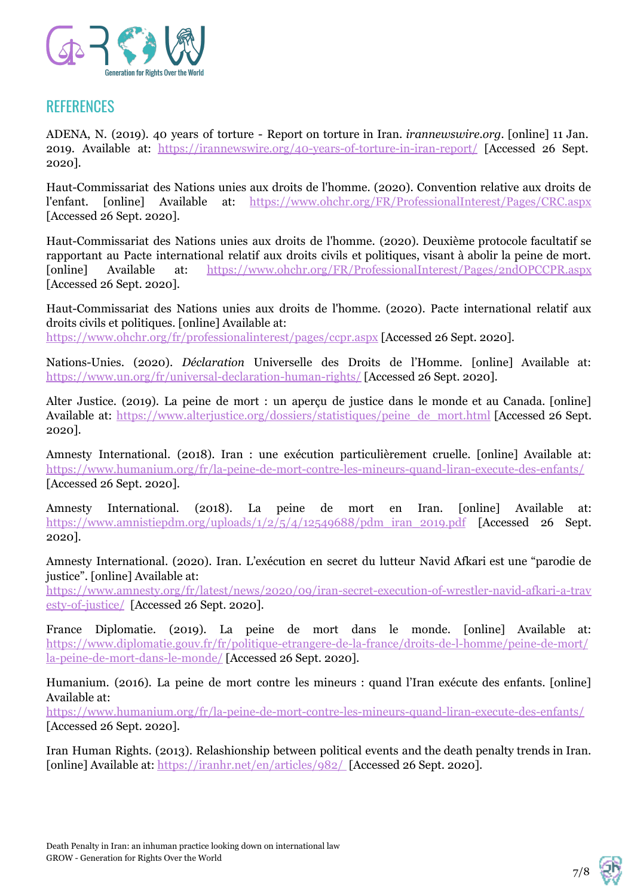## REFERENCES

ADENA, N. (2019). 40 years of torture - Report on torture in Iran. *irannewswire.org*. [online] 11 Jan. 2019. Available at: https://irannewswire.org/40-years-of-torture-in-iran-report/ [Accessed 26 Sept. 2020].

Haut-Commissariat des Nations unies aux droits de l'homme. (2020). Convention relative aux droits de l'enfant. [online] Available at: https://www.ohchr.org/FR/ProfessionalInterest/Pages/CRC.aspx [Accessed 26 Sept. 2020].

Haut-Commissariat des Nations unies aux droits de l'homme. (2020). Deuxième protocole facultatif se rapportant au Pacte international relatif aux droits civils et politiques, visant à abolir la peine de mort. [online] Available at: https://www.ohchr.org/FR/ProfessionalInterest/Pages/2ndOPCCPR.aspx [Accessed 26 Sept. 2020].

Haut-Commissariat des Nations unies aux droits de l'homme. (2020). Pacte international relatif aux droits civils et politiques. [online] Available at: https://www.ohchr.org/fr/professionalinterest/pages/ccpr.aspx [Accessed 26 Sept. 2020].

Nations-Unies. (2020). *Déclaration* Universelle des Droits de l'Homme. [online] Available at: https://www.un.org/fr/universal-declaration-human-rights/ [Accessed 26 Sept. 2020].

Alter Justice. (2019). La peine de mort : un aperçu de justice dans le monde et au Canada. [online] Available at: https://www.alterjustice.org/dossiers/statistiques/peine_de_mort.html [Accessed 26 Sept. 2020].

Amnesty International. (2018). Iran : une exécution particulièrement cruelle. [online] Available at: https://www.humanium.org/fr/la-peine-de-mort-contre-les-mineurs-quand-liran-execute-des-enfants/ [Accessed 26 Sept. 2020].

Amnesty International. (2018). La peine de mort en Iran. [online] Available at: https://www.amnistiepdm.org/uploads/1/2/5/4/12549688/pdm_iran_2019.pdf [Accessed 26 Sept. 2020].

Amnesty International. (2020). Iran. L'exécution en secret du lutteur Navid Afkari est une "parodie de justice". [online] Available at: https://www.amnesty.org/fr/latest/news/2020/09/iran-secret-execution-of-wrestler-navid-afkari-a-travesty-of-justice/ [Accessed 26 Sept. 2020].

France Diplomatie. (2019). La peine de mort dans le monde. [online] Available at: https://www.diplomatie.gouv.fr/fr/politique-etrangere-de-la-france/droits-de-l-homme/peine-de-mort/la-peine-de-mort-dans-le-monde/ [Accessed 26 Sept. 2020].

Humanium. (2016). La peine de mort contre les mineurs : quand l'Iran exécute des enfants. [online] Available at: https://www.humanium.org/fr/la-peine-de-mort-contre-les-mineurs-quand-liran-execute-des-enfants/ [Accessed 26 Sept. 2020].

Iran Human Rights. (2013). Relashionship between political events and the death penalty trends in Iran. [online] Available at: https://iranhr.net/en/articles/982/ [Accessed 26 Sept. 2020].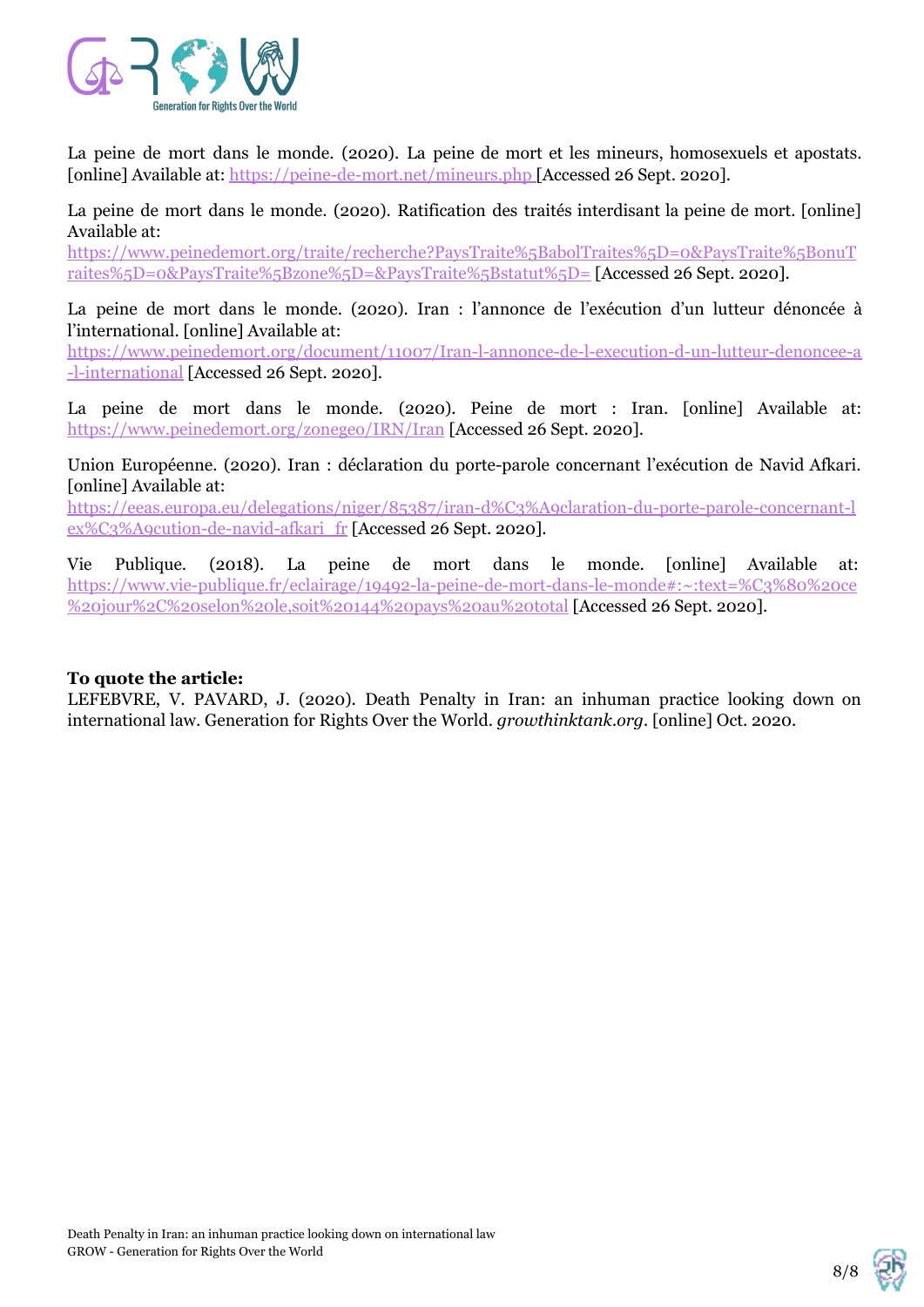La peine de mort dans le monde. (2020). La peine de mort et les mineurs, homosexuels et apostats. [online] Available at: https://peine-de-mort.net/mineurs.php [Accessed 26 Sept. 2020].

La peine de mort dans le monde. (2020). Ratification des traités interdisant la peine de mort. [online] Available at: https://www.peinedemort.org/traite/recherche?PaysTraite%5BabolTraites%5D=0&PaysTraite%5BonuTraites%5D=0&PaysTraite%5Bzone%5D=&PaysTraite%5Bstatut%5D= [Accessed 26 Sept. 2020].

La peine de mort dans le monde. (2020). Iran : l'annonce de l'exécution d'un lutteur dénoncée à l'international. [online] Available at: https://www.peinedemort.org/document/11007/Iran-l-annonce-de-l-execution-d-un-lutteur-denoncee-a-l-international [Accessed 26 Sept. 2020].

La peine de mort dans le monde. (2020). Peine de mort : Iran. [online] Available at: https://www.peinedemort.org/zonegeo/IRN/Iran [Accessed 26 Sept. 2020].

Union Européenne. (2020). Iran : déclaration du porte-parole concernant l'exécution de Navid Afkari. [online] Available at: https://eeas.europa.eu/delegations/niger/85387/iran-d%C3%A9claration-du-porte-parole-concernant-lex%C3%A9cution-de-navid-afkari_fr [Accessed 26 Sept. 2020].

Vie Publique. (2018). La peine de mort dans le monde. [online] Available at: https://www.vie-publique.fr/eclairage/19492-la-peine-de-mort-dans-le-monde#:~:text=%C3%80%20ce%20jour%2C%20selon%20le,soit%20144%20pays%20au%20total [Accessed 26 Sept. 2020].

**To quote the article:**
LEFEBVRE, V. PAVARD, J. (2020). Death Penalty in Iran: an inhuman practice looking down on international law. Generation for Rights Over the World. *growthinktank.org*. [online] Oct. 2020.